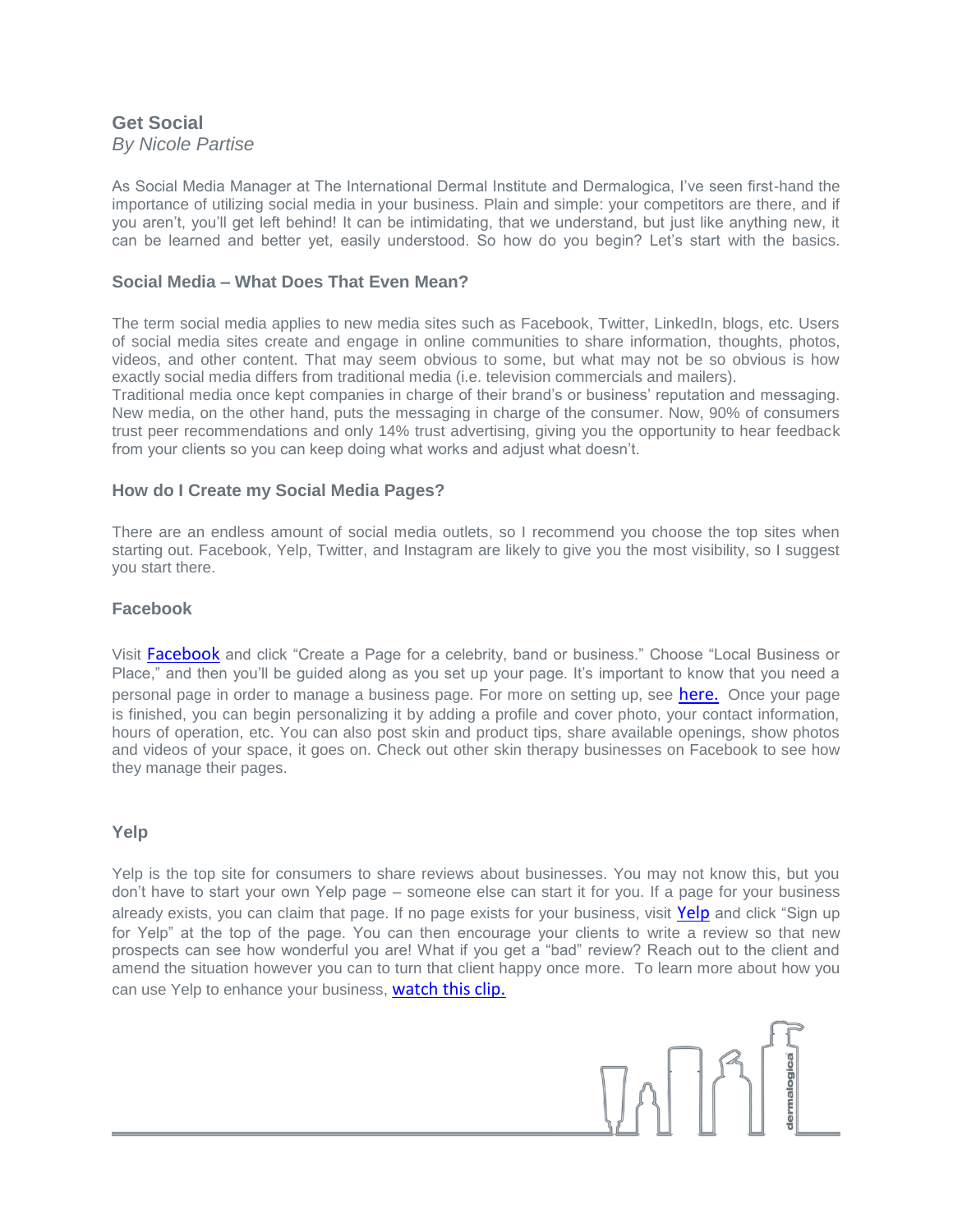# Get Social

*By Nicole Partise*

As Social Media Manager at The International Dermal Institute and Dermalogica, I've seen first-hand the importance of utilizing social media in your business. Plain and simple: your competitors are there, and if you aren't, you'll get left behind! It can be intimidating, that we understand, but just like anything new, it can be learned and better yet, easily understood. So how do you begin? Let's start with the basics.

## Social Media – What Does That Even Mean?

The term social media applies to new media sites such as Facebook, Twitter, LinkedIn, blogs, etc. Users of social media sites create and engage in online communities to share information, thoughts, photos, videos, and other content. That may seem obvious to some, but what may not be so obvious is how exactly social media differs from traditional media (i.e. television commercials and mailers).
Traditional media once kept companies in charge of their brand's or business' reputation and messaging. New media, on the other hand, puts the messaging in charge of the consumer. Now, 90% of consumers trust peer recommendations and only 14% trust advertising, giving you the opportunity to hear feedback from your clients so you can keep doing what works and adjust what doesn't.

## How do I Create my Social Media Pages?

There are an endless amount of social media outlets, so I recommend you choose the top sites when starting out. Facebook, Yelp, Twitter, and Instagram are likely to give you the most visibility, so I suggest you start there.

### Facebook

Visit Facebook and click "Create a Page for a celebrity, band or business." Choose "Local Business or Place," and then you'll be guided along as you set up your page. It's important to know that you need a personal page in order to manage a business page. For more on setting up, see here. Once your page is finished, you can begin personalizing it by adding a profile and cover photo, your contact information, hours of operation, etc. You can also post skin and product tips, share available openings, show photos and videos of your space, it goes on. Check out other skin therapy businesses on Facebook to see how they manage their pages.

### Yelp

Yelp is the top site for consumers to share reviews about businesses. You may not know this, but you don't have to start your own Yelp page – someone else can start it for you. If a page for your business already exists, you can claim that page. If no page exists for your business, visit Yelp and click "Sign up for Yelp" at the top of the page. You can then encourage your clients to write a review so that new prospects can see how wonderful you are! What if you get a "bad" review? Reach out to the client and amend the situation however you can to turn that client happy once more. To learn more about how you can use Yelp to enhance your business, watch this clip.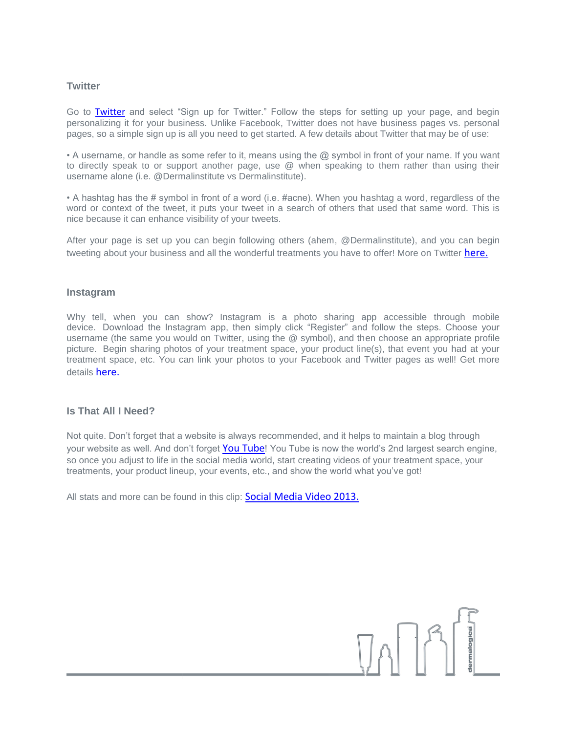### Twitter

Go to Twitter and select "Sign up for Twitter." Follow the steps for setting up your page, and begin personalizing it for your business. Unlike Facebook, Twitter does not have business pages vs. personal pages, so a simple sign up is all you need to get started. A few details about Twitter that may be of use:

• A username, or handle as some refer to it, means using the @ symbol in front of your name. If you want to directly speak to or support another page, use @ when speaking to them rather than using their username alone (i.e. @Dermalinstitute vs Dermalinstitute).

• A hashtag has the # symbol in front of a word (i.e. #acne). When you hashtag a word, regardless of the word or context of the tweet, it puts your tweet in a search of others that used that same word. This is nice because it can enhance visibility of your tweets.

After your page is set up you can begin following others (ahem, @Dermalinstitute), and you can begin tweeting about your business and all the wonderful treatments you have to offer! More on Twitter here.

### Instagram

Why tell, when you can show? Instagram is a photo sharing app accessible through mobile device. Download the Instagram app, then simply click "Register" and follow the steps. Choose your username (the same you would on Twitter, using the @ symbol), and then choose an appropriate profile picture. Begin sharing photos of your treatment space, your product line(s), that event you had at your treatment space, etc. You can link your photos to your Facebook and Twitter pages as well! Get more details here.

### Is That All I Need?

Not quite. Don't forget that a website is always recommended, and it helps to maintain a blog through your website as well. And don't forget You Tube! You Tube is now the world's 2nd largest search engine, so once you adjust to life in the social media world, start creating videos of your treatment space, your treatments, your product lineup, your events, etc., and show the world what you've got!

All stats and more can be found in this clip: Social Media Video 2013.